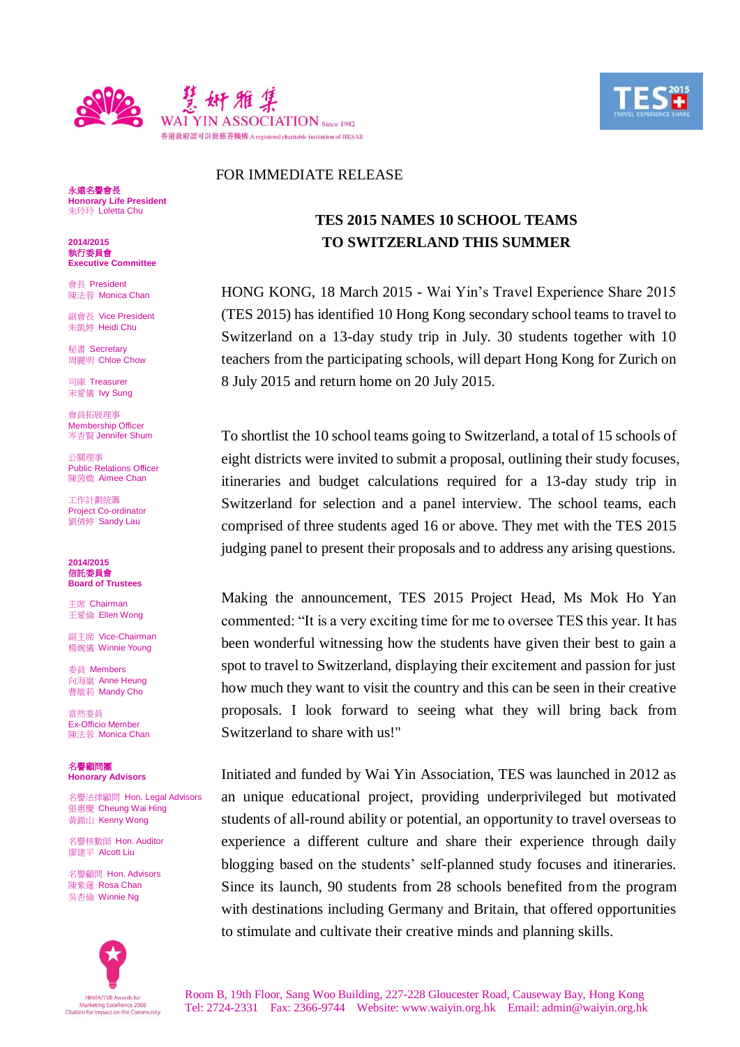慧妍雅集
WAI YIN ASSOCIATION Since 1982
香港政府認可註冊慈善機構 A registered charitable institution of HKSAR

TES 2015 TRAVEL EXPERIENCE SHARE

FOR IMMEDIATE RELEASE

永遠名譽會長
**Honorary Life President**
朱玲玲 Loletta Chu

**2014/2015**
**執行委員會**
**Executive Committee**

會長 President
陳法蓉 Monica Chan

副會長 Vice President
朱凱婷 Heidi Chu

秘書 Secretary
周麗明 Chloe Chow

司庫 Treasurer
宋愛儀 Ivy Sung

會員拓展理事
Membership Officer
岑杏賢 Jennifer Shum

公關理事
Public Relations Officer
陳茵薇 Aimee Chan

工作計劃統籌
Project Co-ordinator
劉倩婷 Sandy Lau

**2014/2015**
**信託委員會**
**Board of Trustees**

主席 Chairman
王愛倫 Ellen Wong

副主席 Vice-Chairman
楊婉儀 Winnie Young

委員 Members
向海嵐 Anne Heung
曹敏莉 Mandy Cho

當然委員
Ex-Officio Member
陳法蓉 Monica Chan

**名譽顧問團**
**Honorary Advisors**

名譽法律顧問 Hon. Legal Advisors
張惠慶 Cheung Wai Hing
黃錦山 Kenny Wong

名譽核數師 Hon. Auditor
廖建平 Alcott Liu

名譽顧問 Hon. Advisors
陳紫蓮 Rosa Chan
吳杏倫 Winnie Ng

HKMA/TVB Awards for Marketing Excellence 2008 Citation for Impact on the Community

## TES 2015 NAMES 10 SCHOOL TEAMS TO SWITZERLAND THIS SUMMER

HONG KONG, 18 March 2015 - Wai Yin's Travel Experience Share 2015 (TES 2015) has identified 10 Hong Kong secondary school teams to travel to Switzerland on a 13-day study trip in July. 30 students together with 10 teachers from the participating schools, will depart Hong Kong for Zurich on 8 July 2015 and return home on 20 July 2015.

To shortlist the 10 school teams going to Switzerland, a total of 15 schools of eight districts were invited to submit a proposal, outlining their study focuses, itineraries and budget calculations required for a 13-day study trip in Switzerland for selection and a panel interview. The school teams, each comprised of three students aged 16 or above. They met with the TES 2015 judging panel to present their proposals and to address any arising questions.

Making the announcement, TES 2015 Project Head, Ms Mok Ho Yan commented: "It is a very exciting time for me to oversee TES this year. It has been wonderful witnessing how the students have given their best to gain a spot to travel to Switzerland, displaying their excitement and passion for just how much they want to visit the country and this can be seen in their creative proposals. I look forward to seeing what they will bring back from Switzerland to share with us!"

Initiated and funded by Wai Yin Association, TES was launched in 2012 as an unique educational project, providing underprivileged but motivated students of all-round ability or potential, an opportunity to travel overseas to experience a different culture and share their experience through daily blogging based on the students' self-planned study focuses and itineraries. Since its launch, 90 students from 28 schools benefited from the program with destinations including Germany and Britain, that offered opportunities to stimulate and cultivate their creative minds and planning skills.

Room B, 19th Floor, Sang Woo Building, 227-228 Gloucester Road, Causeway Bay, Hong Kong
Tel: 2724-2331 Fax: 2366-9744 Website: www.waiyin.org.hk Email: admin@waiyin.org.hk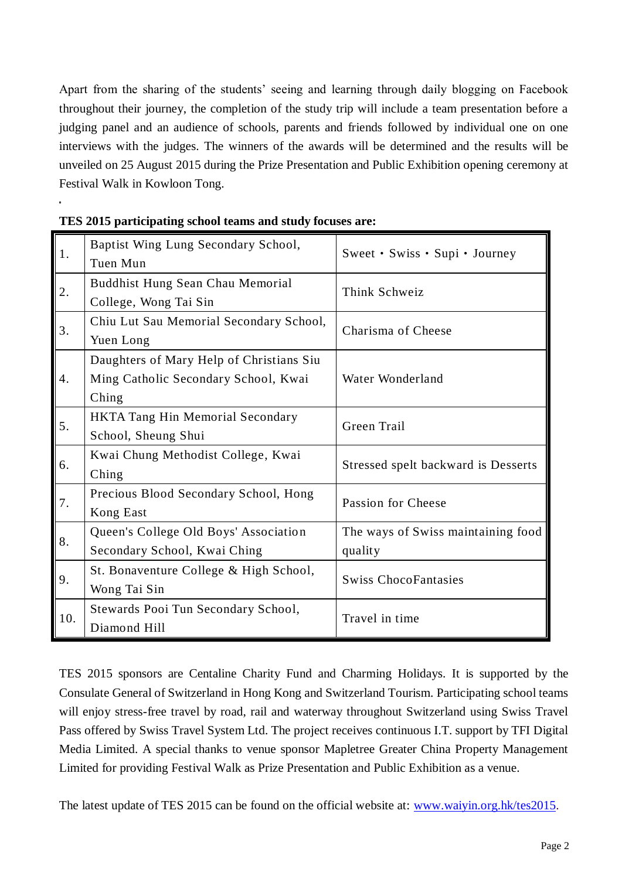Apart from the sharing of the students' seeing and learning through daily blogging on Facebook throughout their journey, the completion of the study trip will include a team presentation before a judging panel and an audience of schools, parents and friends followed by individual one on one interviews with the judges. The winners of the awards will be determined and the results will be unveiled on 25 August 2015 during the Prize Presentation and Public Exhibition opening ceremony at Festival Walk in Kowloon Tong.

**TES 2015 participating school teams and study focuses are:**

| | | |
|---|---|---|
| 1. | Baptist Wing Lung Secondary School, Tuen Mun | Sweet・Swiss・Supi・Journey |
| 2. | Buddhist Hung Sean Chau Memorial College, Wong Tai Sin | Think Schweiz |
| 3. | Chiu Lut Sau Memorial Secondary School, Yuen Long | Charisma of Cheese |
| 4. | Daughters of Mary Help of Christians Siu Ming Catholic Secondary School, Kwai Ching | Water Wonderland |
| 5. | HKTA Tang Hin Memorial Secondary School, Sheung Shui | Green Trail |
| 6. | Kwai Chung Methodist College, Kwai Ching | Stressed spelt backward is Desserts |
| 7. | Precious Blood Secondary School, Hong Kong East | Passion for Cheese |
| 8. | Queen's College Old Boys' Association Secondary School, Kwai Ching | The ways of Swiss maintaining food quality |
| 9. | St. Bonaventure College & High School, Wong Tai Sin | Swiss ChocoFantasies |
| 10. | Stewards Pooi Tun Secondary School, Diamond Hill | Travel in time |

TES 2015 sponsors are Centaline Charity Fund and Charming Holidays. It is supported by the Consulate General of Switzerland in Hong Kong and Switzerland Tourism. Participating school teams will enjoy stress-free travel by road, rail and waterway throughout Switzerland using Swiss Travel Pass offered by Swiss Travel System Ltd. The project receives continuous I.T. support by TFI Digital Media Limited. A special thanks to venue sponsor Mapletree Greater China Property Management Limited for providing Festival Walk as Prize Presentation and Public Exhibition as a venue.

The latest update of TES 2015 can be found on the official website at: www.waiyin.org.hk/tes2015.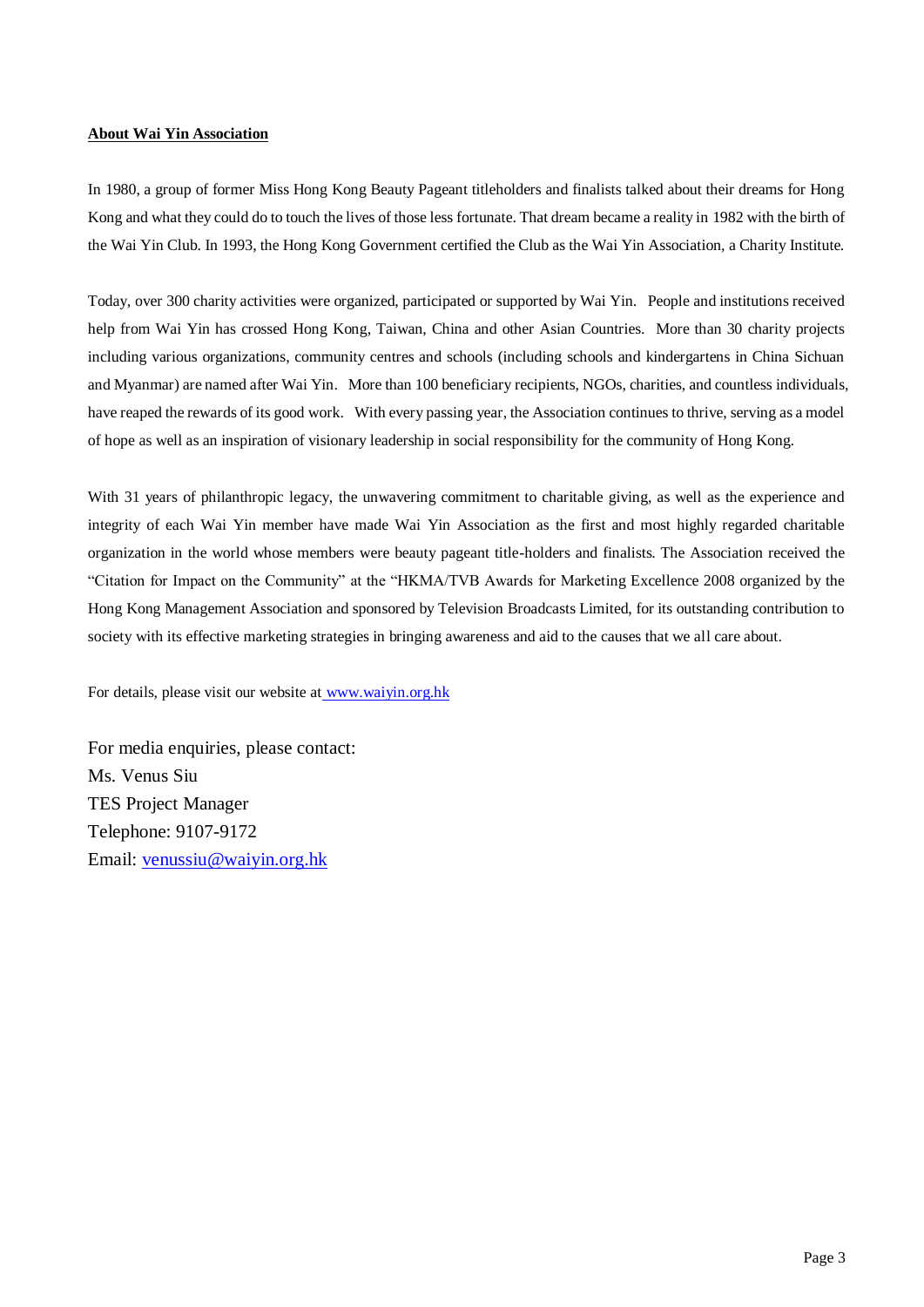**About Wai Yin Association**

In 1980, a group of former Miss Hong Kong Beauty Pageant titleholders and finalists talked about their dreams for Hong Kong and what they could do to touch the lives of those less fortunate. That dream became a reality in 1982 with the birth of the Wai Yin Club. In 1993, the Hong Kong Government certified the Club as the Wai Yin Association, a Charity Institute.

Today, over 300 charity activities were organized, participated or supported by Wai Yin. People and institutions received help from Wai Yin has crossed Hong Kong, Taiwan, China and other Asian Countries. More than 30 charity projects including various organizations, community centres and schools (including schools and kindergartens in China Sichuan and Myanmar) are named after Wai Yin. More than 100 beneficiary recipients, NGOs, charities, and countless individuals, have reaped the rewards of its good work. With every passing year, the Association continues to thrive, serving as a model of hope as well as an inspiration of visionary leadership in social responsibility for the community of Hong Kong.

With 31 years of philanthropic legacy, the unwavering commitment to charitable giving, as well as the experience and integrity of each Wai Yin member have made Wai Yin Association as the first and most highly regarded charitable organization in the world whose members were beauty pageant title-holders and finalists. The Association received the "Citation for Impact on the Community" at the "HKMA/TVB Awards for Marketing Excellence 2008 organized by the Hong Kong Management Association and sponsored by Television Broadcasts Limited, for its outstanding contribution to society with its effective marketing strategies in bringing awareness and aid to the causes that we all care about.

For details, please visit our website at www.waiyin.org.hk

For media enquiries, please contact:
Ms. Venus Siu
TES Project Manager
Telephone: 9107-9172
Email: venussiu@waiyin.org.hk